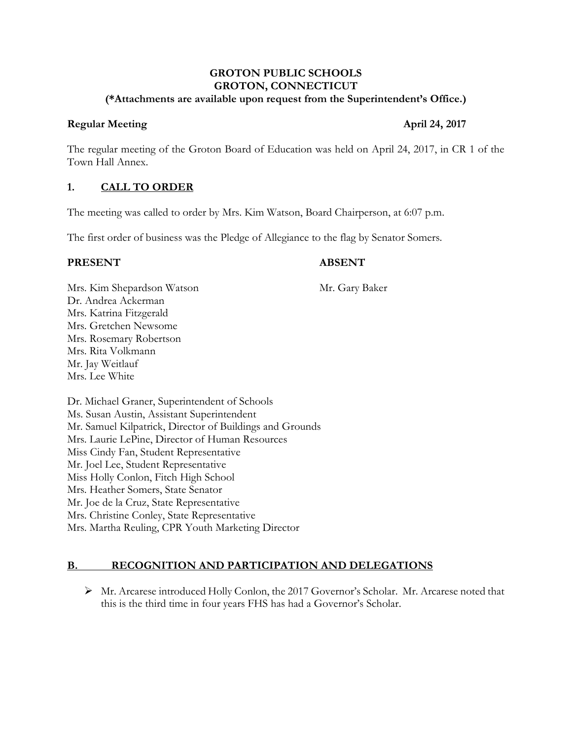**GROTON PUBLIC SCHOOLS**
**GROTON, CONNECTICUT**
**(*Attachments are available upon request from the Superintendent's Office.)**

**Regular Meeting** **April 24, 2017**

The regular meeting of the Groton Board of Education was held on April 24, 2017, in CR 1 of the Town Hall Annex.

## 1. CALL TO ORDER

The meeting was called to order by Mrs. Kim Watson, Board Chairperson, at 6:07 p.m.

The first order of business was the Pledge of Allegiance to the flag by Senator Somers.

**PRESENT**

Mrs. Kim Shepardson Watson
Dr. Andrea Ackerman
Mrs. Katrina Fitzgerald
Mrs. Gretchen Newsome
Mrs. Rosemary Robertson
Mrs. Rita Volkmann
Mr. Jay Weitlauf
Mrs. Lee White

**ABSENT**

Mr. Gary Baker

Dr. Michael Graner, Superintendent of Schools
Ms. Susan Austin, Assistant Superintendent
Mr. Samuel Kilpatrick, Director of Buildings and Grounds
Mrs. Laurie LePine, Director of Human Resources
Miss Cindy Fan, Student Representative
Mr. Joel Lee, Student Representative
Miss Holly Conlon, Fitch High School
Mrs. Heather Somers, State Senator
Mr. Joe de la Cruz, State Representative
Mrs. Christine Conley, State Representative
Mrs. Martha Reuling, CPR Youth Marketing Director

## B. RECOGNITION AND PARTICIPATION AND DELEGATIONS

- Mr. Arcarese introduced Holly Conlon, the 2017 Governor's Scholar. Mr. Arcarese noted that this is the third time in four years FHS has had a Governor's Scholar.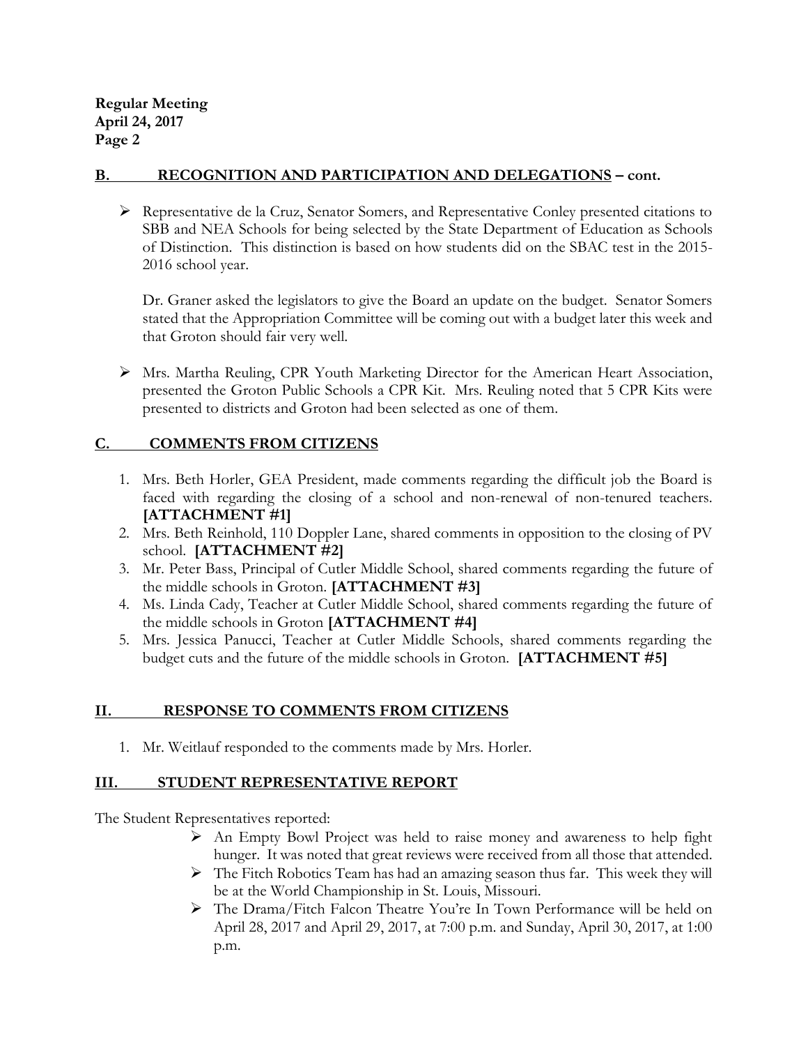**Regular Meeting**
**April 24, 2017**
**Page 2**

## B. RECOGNITION AND PARTICIPATION AND DELEGATIONS – cont.

- Representative de la Cruz, Senator Somers, and Representative Conley presented citations to SBB and NEA Schools for being selected by the State Department of Education as Schools of Distinction. This distinction is based on how students did on the SBAC test in the 2015-2016 school year.

  Dr. Graner asked the legislators to give the Board an update on the budget. Senator Somers stated that the Appropriation Committee will be coming out with a budget later this week and that Groton should fair very well.

- Mrs. Martha Reuling, CPR Youth Marketing Director for the American Heart Association, presented the Groton Public Schools a CPR Kit. Mrs. Reuling noted that 5 CPR Kits were presented to districts and Groton had been selected as one of them.

## C. COMMENTS FROM CITIZENS

1. Mrs. Beth Horler, GEA President, made comments regarding the difficult job the Board is faced with regarding the closing of a school and non-renewal of non-tenured teachers. **[ATTACHMENT #1]**
2. Mrs. Beth Reinhold, 110 Doppler Lane, shared comments in opposition to the closing of PV school. **[ATTACHMENT #2]**
3. Mr. Peter Bass, Principal of Cutler Middle School, shared comments regarding the future of the middle schools in Groton. **[ATTACHMENT #3]**
4. Ms. Linda Cady, Teacher at Cutler Middle School, shared comments regarding the future of the middle schools in Groton **[ATTACHMENT #4]**
5. Mrs. Jessica Panucci, Teacher at Cutler Middle Schools, shared comments regarding the budget cuts and the future of the middle schools in Groton. **[ATTACHMENT #5]**

## II. RESPONSE TO COMMENTS FROM CITIZENS

1. Mr. Weitlauf responded to the comments made by Mrs. Horler.

## III. STUDENT REPRESENTATIVE REPORT

The Student Representatives reported:

- An Empty Bowl Project was held to raise money and awareness to help fight hunger. It was noted that great reviews were received from all those that attended.
- The Fitch Robotics Team has had an amazing season thus far. This week they will be at the World Championship in St. Louis, Missouri.
- The Drama/Fitch Falcon Theatre You're In Town Performance will be held on April 28, 2017 and April 29, 2017, at 7:00 p.m. and Sunday, April 30, 2017, at 1:00 p.m.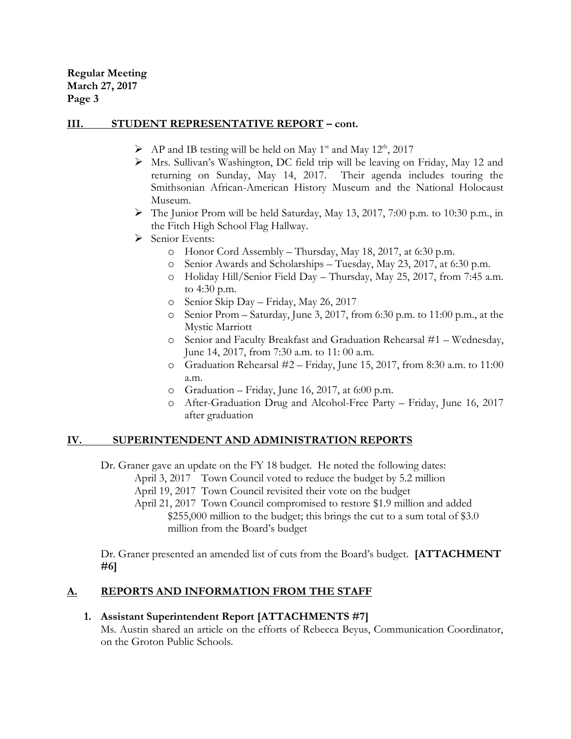## III. STUDENT REPRESENTATIVE REPORT – cont.

- AP and IB testing will be held on May 1st and May 12th, 2017
- Mrs. Sullivan's Washington, DC field trip will be leaving on Friday, May 12 and returning on Sunday, May 14, 2017. Their agenda includes touring the Smithsonian African-American History Museum and the National Holocaust Museum.
- The Junior Prom will be held Saturday, May 13, 2017, 7:00 p.m. to 10:30 p.m., in the Fitch High School Flag Hallway.
- Senior Events:
  - Honor Cord Assembly – Thursday, May 18, 2017, at 6:30 p.m.
  - Senior Awards and Scholarships – Tuesday, May 23, 2017, at 6:30 p.m.
  - Holiday Hill/Senior Field Day – Thursday, May 25, 2017, from 7:45 a.m. to 4:30 p.m.
  - Senior Skip Day – Friday, May 26, 2017
  - Senior Prom – Saturday, June 3, 2017, from 6:30 p.m. to 11:00 p.m., at the Mystic Marriott
  - Senior and Faculty Breakfast and Graduation Rehearsal #1 – Wednesday, June 14, 2017, from 7:30 a.m. to 11: 00 a.m.
  - Graduation Rehearsal #2 – Friday, June 15, 2017, from 8:30 a.m. to 11:00 a.m.
  - Graduation – Friday, June 16, 2017, at 6:00 p.m.
  - After-Graduation Drug and Alcohol-Free Party – Friday, June 16, 2017 after graduation

## IV. SUPERINTENDENT AND ADMINISTRATION REPORTS

Dr. Graner gave an update on the FY 18 budget. He noted the following dates:

April 3, 2017 Town Council voted to reduce the budget by 5.2 million
April 19, 2017 Town Council revisited their vote on the budget
April 21, 2017 Town Council compromised to restore $1.9 million and added $255,000 million to the budget; this brings the cut to a sum total of $3.0 million from the Board's budget

Dr. Graner presented an amended list of cuts from the Board's budget. **[ATTACHMENT #6]**

## A. REPORTS AND INFORMATION FROM THE STAFF

**1. Assistant Superintendent Report [ATTACHMENTS #7]**

Ms. Austin shared an article on the efforts of Rebecca Beyus, Communication Coordinator, on the Groton Public Schools.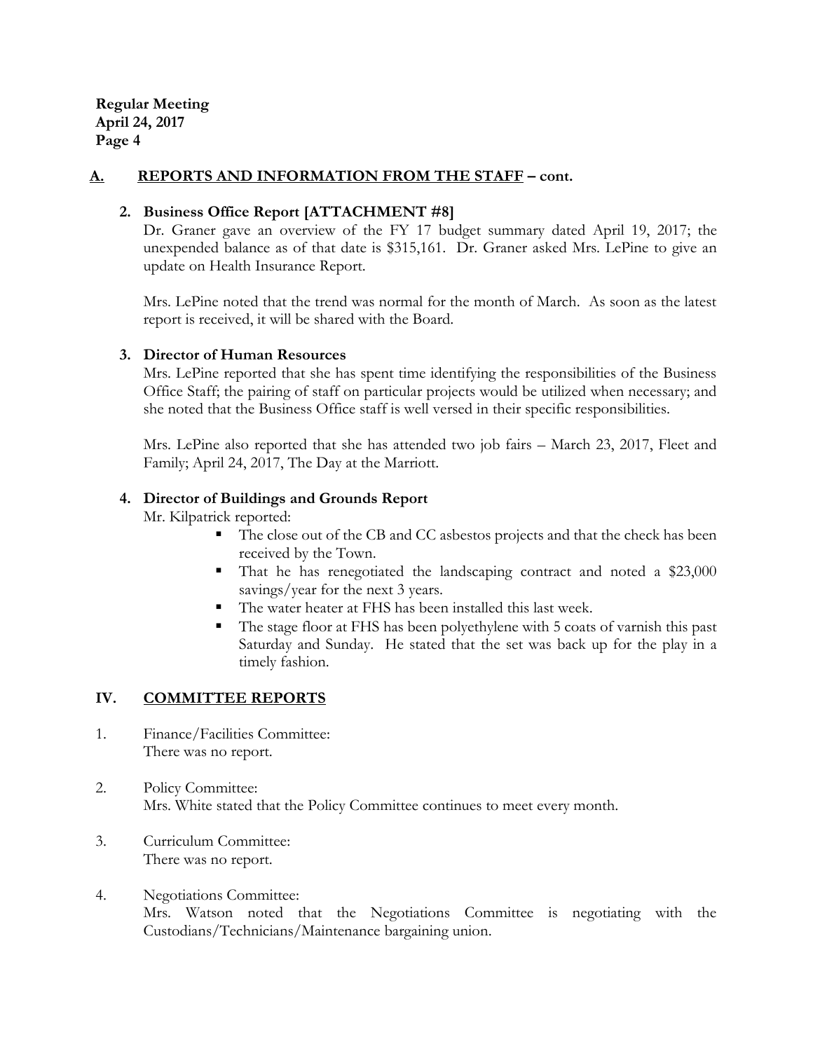## A. REPORTS AND INFORMATION FROM THE STAFF – cont.

**2. Business Office Report [ATTACHMENT #8]**

Dr. Graner gave an overview of the FY 17 budget summary dated April 19, 2017; the unexpended balance as of that date is $315,161. Dr. Graner asked Mrs. LePine to give an update on Health Insurance Report.

Mrs. LePine noted that the trend was normal for the month of March. As soon as the latest report is received, it will be shared with the Board.

**3. Director of Human Resources**

Mrs. LePine reported that she has spent time identifying the responsibilities of the Business Office Staff; the pairing of staff on particular projects would be utilized when necessary; and she noted that the Business Office staff is well versed in their specific responsibilities.

Mrs. LePine also reported that she has attended two job fairs – March 23, 2017, Fleet and Family; April 24, 2017, The Day at the Marriott.

**4. Director of Buildings and Grounds Report**

Mr. Kilpatrick reported:

- The close out of the CB and CC asbestos projects and that the check has been received by the Town.
- That he has renegotiated the landscaping contract and noted a $23,000 savings/year for the next 3 years.
- The water heater at FHS has been installed this last week.
- The stage floor at FHS has been polyethylene with 5 coats of varnish this past Saturday and Sunday. He stated that the set was back up for the play in a timely fashion.

## IV. COMMITTEE REPORTS

1. Finance/Facilities Committee:
   There was no report.

2. Policy Committee:
   Mrs. White stated that the Policy Committee continues to meet every month.

3. Curriculum Committee:
   There was no report.

4. Negotiations Committee:
   Mrs. Watson noted that the Negotiations Committee is negotiating with the Custodians/Technicians/Maintenance bargaining union.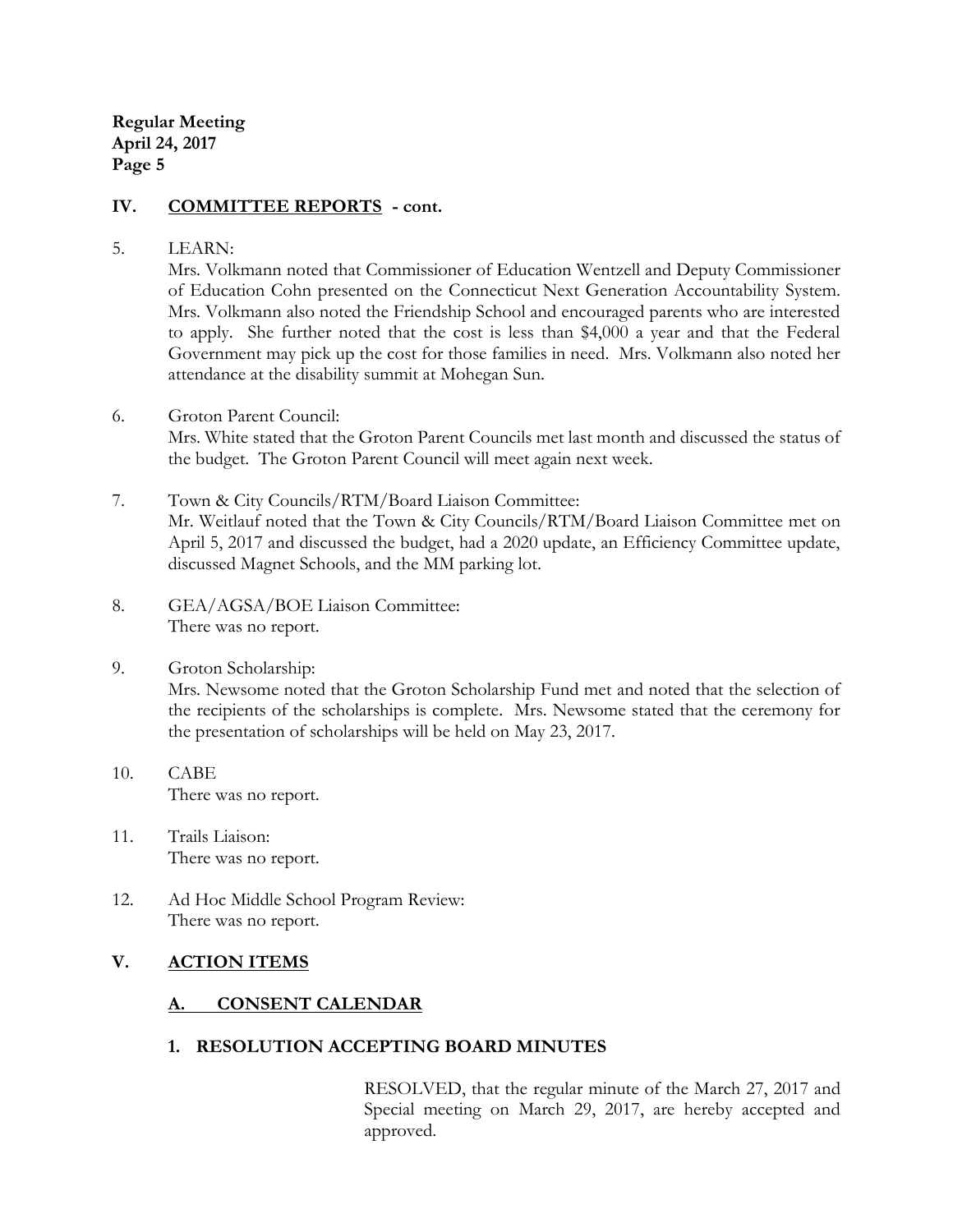## IV. COMMITTEE REPORTS - cont.

5. LEARN:

   Mrs. Volkmann noted that Commissioner of Education Wentzell and Deputy Commissioner of Education Cohn presented on the Connecticut Next Generation Accountability System. Mrs. Volkmann also noted the Friendship School and encouraged parents who are interested to apply. She further noted that the cost is less than $4,000 a year and that the Federal Government may pick up the cost for those families in need. Mrs. Volkmann also noted her attendance at the disability summit at Mohegan Sun.

6. Groton Parent Council:

   Mrs. White stated that the Groton Parent Councils met last month and discussed the status of the budget. The Groton Parent Council will meet again next week.

7. Town & City Councils/RTM/Board Liaison Committee:

   Mr. Weitlauf noted that the Town & City Councils/RTM/Board Liaison Committee met on April 5, 2017 and discussed the budget, had a 2020 update, an Efficiency Committee update, discussed Magnet Schools, and the MM parking lot.

8. GEA/AGSA/BOE Liaison Committee:

   There was no report.

9. Groton Scholarship:

   Mrs. Newsome noted that the Groton Scholarship Fund met and noted that the selection of the recipients of the scholarships is complete. Mrs. Newsome stated that the ceremony for the presentation of scholarships will be held on May 23, 2017.

10. CABE

    There was no report.

11. Trails Liaison:

    There was no report.

12. Ad Hoc Middle School Program Review:

    There was no report.

## V. ACTION ITEMS

### A. CONSENT CALENDAR

#### 1. RESOLUTION ACCEPTING BOARD MINUTES

RESOLVED, that the regular minute of the March 27, 2017 and Special meeting on March 29, 2017, are hereby accepted and approved.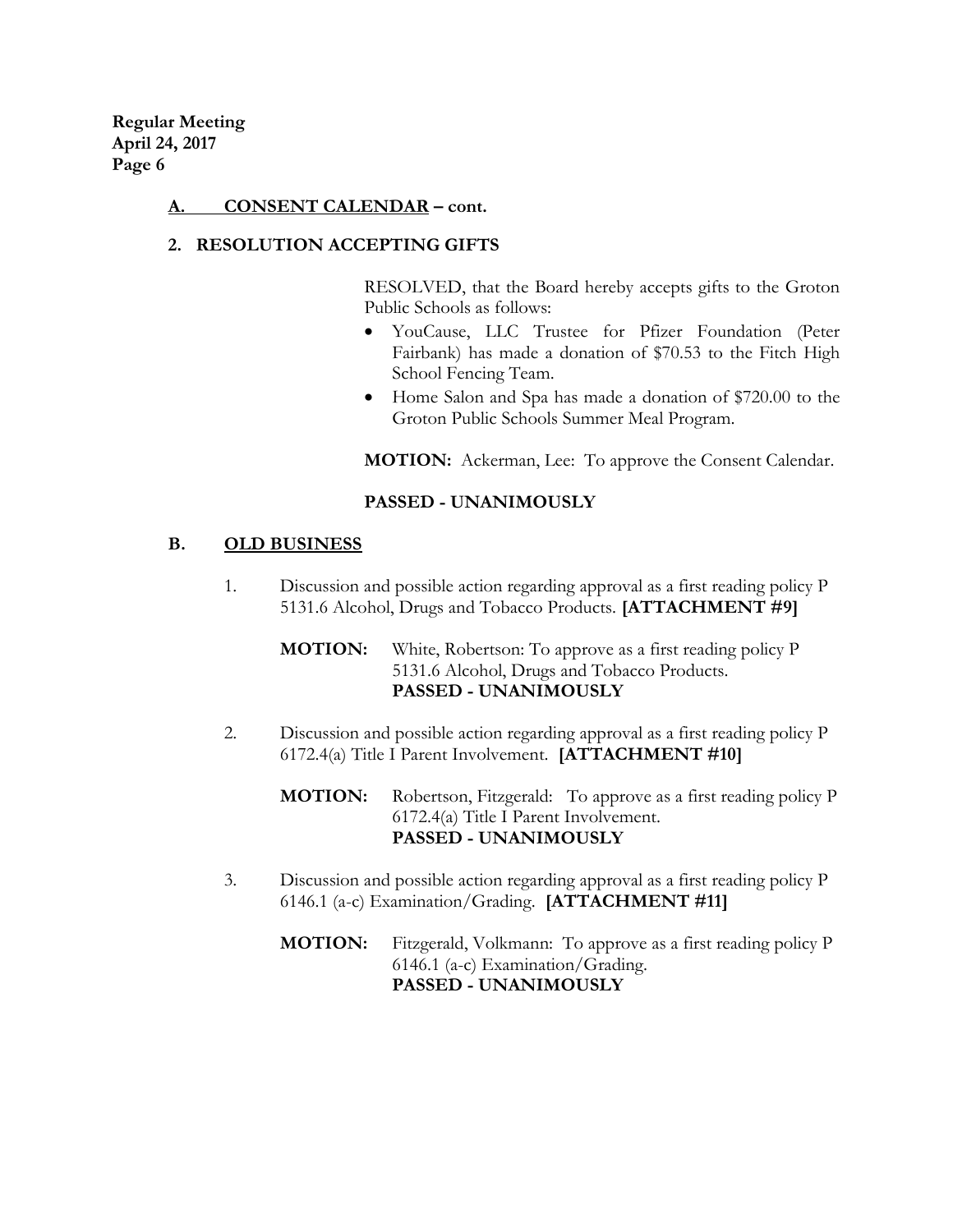**A. CONSENT CALENDAR – cont.**

**2. RESOLUTION ACCEPTING GIFTS**

RESOLVED, that the Board hereby accepts gifts to the Groton Public Schools as follows:

- YouCause, LLC Trustee for Pfizer Foundation (Peter Fairbank) has made a donation of $70.53 to the Fitch High School Fencing Team.
- Home Salon and Spa has made a donation of $720.00 to the Groton Public Schools Summer Meal Program.

**MOTION:** Ackerman, Lee: To approve the Consent Calendar.

**PASSED - UNANIMOUSLY**

**B. OLD BUSINESS**

1. Discussion and possible action regarding approval as a first reading policy P 5131.6 Alcohol, Drugs and Tobacco Products. **[ATTACHMENT #9]**

   **MOTION:** White, Robertson: To approve as a first reading policy P 5131.6 Alcohol, Drugs and Tobacco Products.
   **PASSED - UNANIMOUSLY**

2. Discussion and possible action regarding approval as a first reading policy P 6172.4(a) Title I Parent Involvement. **[ATTACHMENT #10]**

   **MOTION:** Robertson, Fitzgerald: To approve as a first reading policy P 6172.4(a) Title I Parent Involvement.
   **PASSED - UNANIMOUSLY**

3. Discussion and possible action regarding approval as a first reading policy P 6146.1 (a-c) Examination/Grading. **[ATTACHMENT #11]**

   **MOTION:** Fitzgerald, Volkmann: To approve as a first reading policy P 6146.1 (a-c) Examination/Grading.
   **PASSED - UNANIMOUSLY**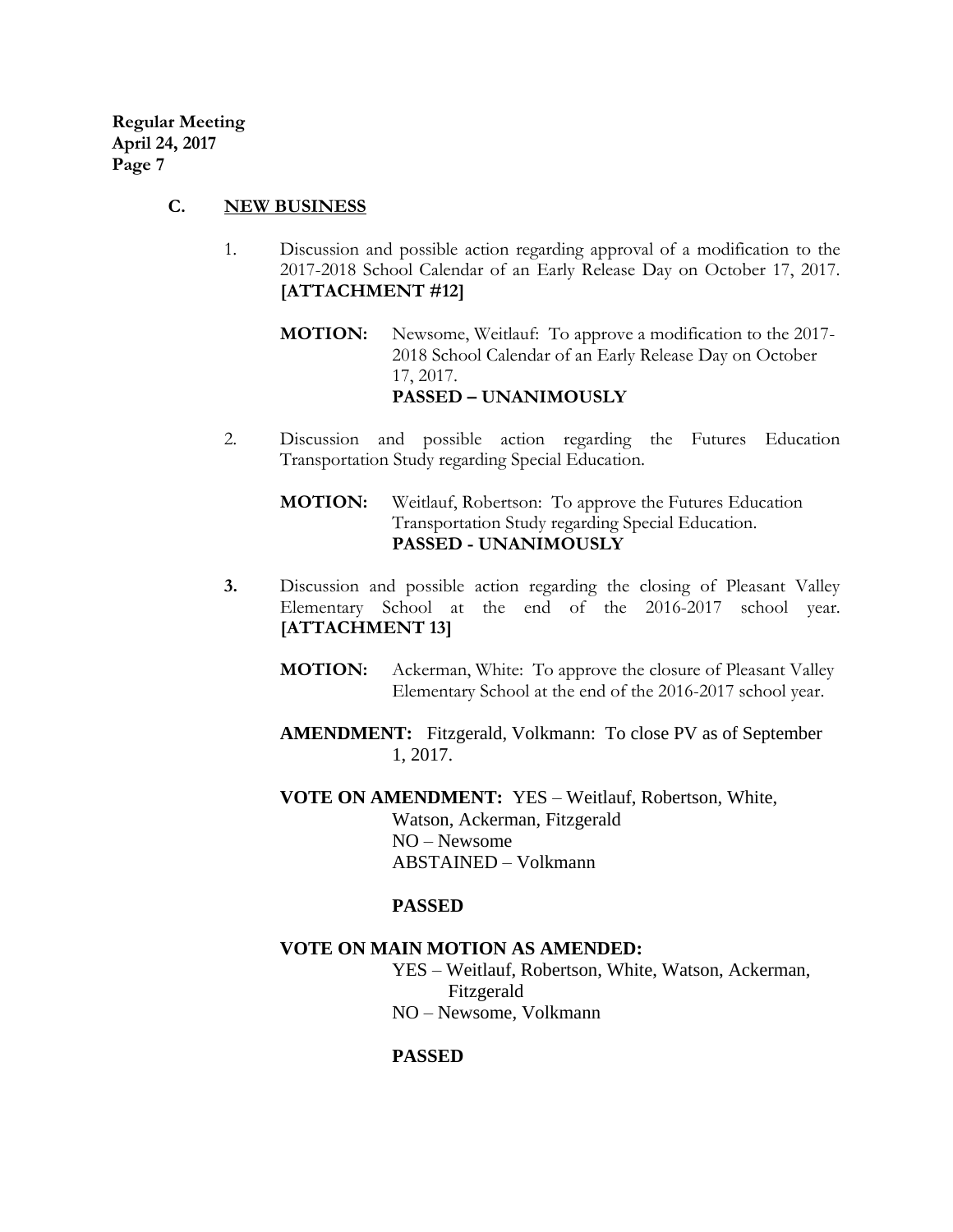**C. NEW BUSINESS**

1. Discussion and possible action regarding approval of a modification to the 2017-2018 School Calendar of an Early Release Day on October 17, 2017. **[ATTACHMENT #12]**

   **MOTION:** Newsome, Weitlauf: To approve a modification to the 2017-2018 School Calendar of an Early Release Day on October 17, 2017.
   **PASSED – UNANIMOUSLY**

2. Discussion and possible action regarding the Futures Education Transportation Study regarding Special Education.

   **MOTION:** Weitlauf, Robertson: To approve the Futures Education Transportation Study regarding Special Education.
   **PASSED - UNANIMOUSLY**

3. Discussion and possible action regarding the closing of Pleasant Valley Elementary School at the end of the 2016-2017 school year. **[ATTACHMENT 13]**

   **MOTION:** Ackerman, White: To approve the closure of Pleasant Valley Elementary School at the end of the 2016-2017 school year.

   **AMENDMENT:** Fitzgerald, Volkmann: To close PV as of September 1, 2017.

   **VOTE ON AMENDMENT:** YES – Weitlauf, Robertson, White, Watson, Ackerman, Fitzgerald
   NO – Newsome
   ABSTAINED – Volkmann

   **PASSED**

   **VOTE ON MAIN MOTION AS AMENDED:**
   YES – Weitlauf, Robertson, White, Watson, Ackerman, Fitzgerald
   NO – Newsome, Volkmann

   **PASSED**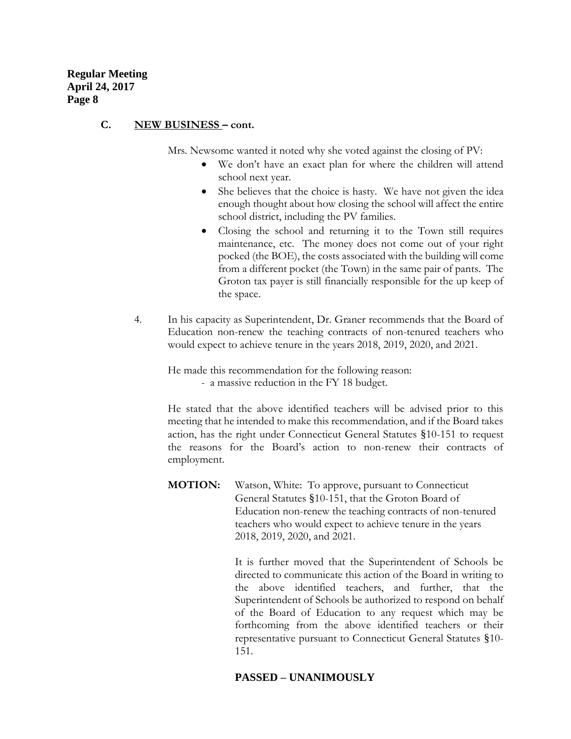**Regular Meeting**
**April 24, 2017**

## C. NEW BUSINESS – cont.

Mrs. Newsome wanted it noted why she voted against the closing of PV:

- We don't have an exact plan for where the children will attend school next year.
- She believes that the choice is hasty. We have not given the idea enough thought about how closing the school will affect the entire school district, including the PV families.
- Closing the school and returning it to the Town still requires maintenance, etc. The money does not come out of your right pocked (the BOE), the costs associated with the building will come from a different pocket (the Town) in the same pair of pants. The Groton tax payer is still financially responsible for the up keep of the space.

4. In his capacity as Superintendent, Dr. Graner recommends that the Board of Education non-renew the teaching contracts of non-tenured teachers who would expect to achieve tenure in the years 2018, 2019, 2020, and 2021.

   He made this recommendation for the following reason:
   - a massive reduction in the FY 18 budget.

   He stated that the above identified teachers will be advised prior to this meeting that he intended to make this recommendation, and if the Board takes action, has the right under Connecticut General Statutes §10-151 to request the reasons for the Board's action to non-renew their contracts of employment.

   **MOTION:** Watson, White: To approve, pursuant to Connecticut General Statutes §10-151, that the Groton Board of Education non-renew the teaching contracts of non-tenured teachers who would expect to achieve tenure in the years 2018, 2019, 2020, and 2021.

   It is further moved that the Superintendent of Schools be directed to communicate this action of the Board in writing to the above identified teachers, and further, that the Superintendent of Schools be authorized to respond on behalf of the Board of Education to any request which may be forthcoming from the above identified teachers or their representative pursuant to Connecticut General Statutes §10-151.

   **PASSED – UNANIMOUSLY**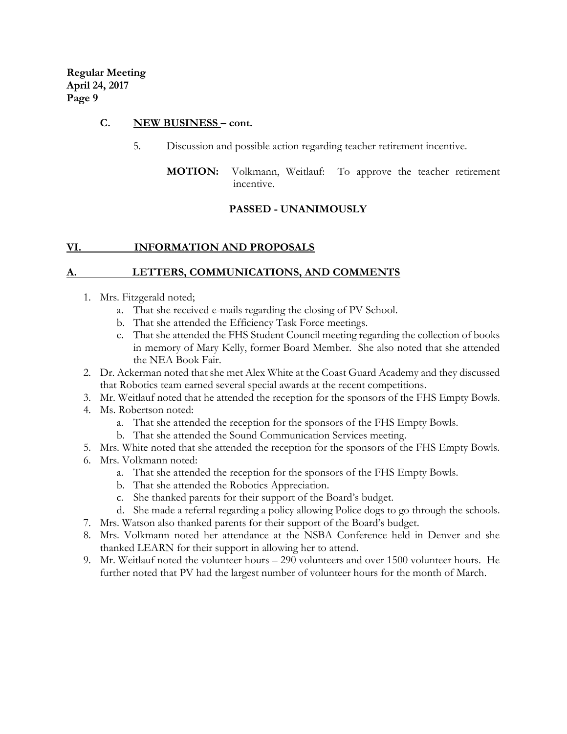**Regular Meeting**
**April 24, 2017**
**Page 9**

**C. NEW BUSINESS – cont.**

5. Discussion and possible action regarding teacher retirement incentive.

**MOTION:** Volkmann, Weitlauf: To approve the teacher retirement incentive.

**PASSED - UNANIMOUSLY**

## VI. INFORMATION AND PROPOSALS

### A. LETTERS, COMMUNICATIONS, AND COMMENTS

1. Mrs. Fitzgerald noted;
   a. That she received e-mails regarding the closing of PV School.
   b. That she attended the Efficiency Task Force meetings.
   c. That she attended the FHS Student Council meeting regarding the collection of books in memory of Mary Kelly, former Board Member. She also noted that she attended the NEA Book Fair.
2. Dr. Ackerman noted that she met Alex White at the Coast Guard Academy and they discussed that Robotics team earned several special awards at the recent competitions.
3. Mr. Weitlauf noted that he attended the reception for the sponsors of the FHS Empty Bowls.
4. Ms. Robertson noted:
   a. That she attended the reception for the sponsors of the FHS Empty Bowls.
   b. That she attended the Sound Communication Services meeting.
5. Mrs. White noted that she attended the reception for the sponsors of the FHS Empty Bowls.
6. Mrs. Volkmann noted:
   a. That she attended the reception for the sponsors of the FHS Empty Bowls.
   b. That she attended the Robotics Appreciation.
   c. She thanked parents for their support of the Board's budget.
   d. She made a referral regarding a policy allowing Police dogs to go through the schools.
7. Mrs. Watson also thanked parents for their support of the Board's budget.
8. Mrs. Volkmann noted her attendance at the NSBA Conference held in Denver and she thanked LEARN for their support in allowing her to attend.
9. Mr. Weitlauf noted the volunteer hours – 290 volunteers and over 1500 volunteer hours. He further noted that PV had the largest number of volunteer hours for the month of March.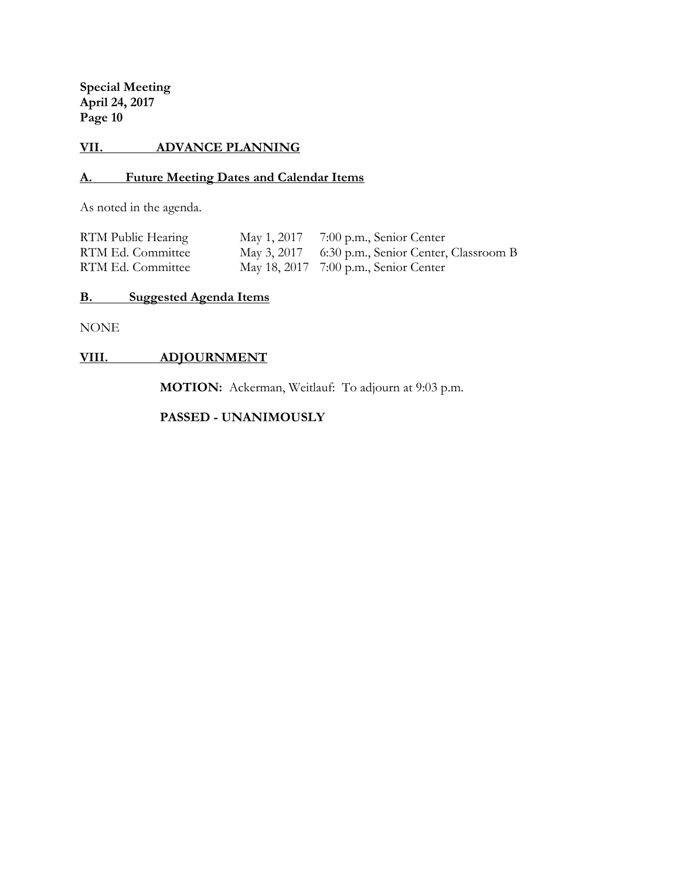## VII. ADVANCE PLANNING

### A. Future Meeting Dates and Calendar Items

As noted in the agenda.

| | | |
|---|---|---|
| RTM Public Hearing | May 1, 2017 | 7:00 p.m., Senior Center |
| RTM Ed. Committee | May 3, 2017 | 6:30 p.m., Senior Center, Classroom B |
| RTM Ed. Committee | May 18, 2017 | 7:00 p.m., Senior Center |

### B. Suggested Agenda Items

NONE

## VIII. ADJOURNMENT

**MOTION:** Ackerman, Weitlauf: To adjourn at 9:03 p.m.

**PASSED - UNANIMOUSLY**